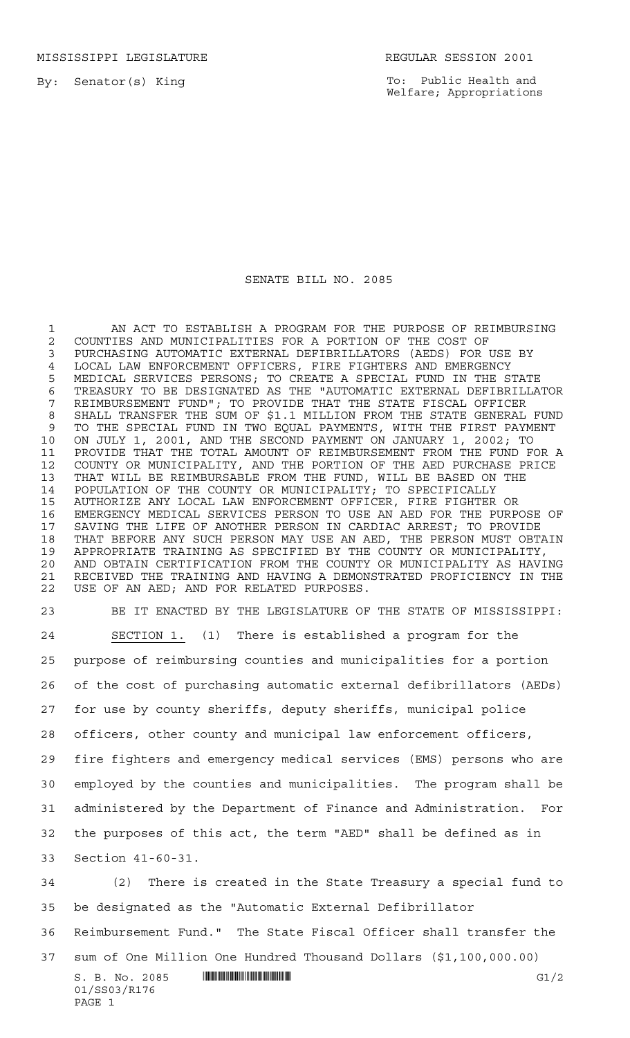MISSISSIPPI LEGISLATURE REGULAR SESSION 2001

By: Senator(s) King

To: Public Health and Welfare; Appropriations

# SENATE BILL NO. 2085

AN ACT TO ESTABLISH A PROGRAM FOR THE PURPOSE OF REIMBURSING COUNTIES AND MUNICIPALITIES FOR A PORTION OF THE COST OF PURCHASING AUTOMATIC EXTERNAL DEFIBRILLATORS (AEDS) FOR USE BY LOCAL LAW ENFORCEMENT OFFICERS, FIRE FIGHTERS AND EMERGENCY MEDICAL SERVICES PERSONS; TO CREATE A SPECIAL FUND IN THE STATE TREASURY TO BE DESIGNATED AS THE "AUTOMATIC EXTERNAL DEFIBRILLATOR REIMBURSEMENT FUND"; TO PROVIDE THAT THE STATE FISCAL OFFICER SHALL TRANSFER THE SUM OF $1.1 MILLION FROM THE STATE GENERAL FUND TO THE SPECIAL FUND IN TWO EQUAL PAYMENTS, WITH THE FIRST PAYMENT ON JULY 1, 2001, AND THE SECOND PAYMENT ON JANUARY 1, 2002; TO PROVIDE THAT THE TOTAL AMOUNT OF REIMBURSEMENT FROM THE FUND FOR A COUNTY OR MUNICIPALITY, AND THE PORTION OF THE AED PURCHASE PRICE THAT WILL BE REIMBURSABLE FROM THE FUND, WILL BE BASED ON THE POPULATION OF THE COUNTY OR MUNICIPALITY; TO SPECIFICALLY AUTHORIZE ANY LOCAL LAW ENFORCEMENT OFFICER, FIRE FIGHTER OR EMERGENCY MEDICAL SERVICES PERSON TO USE AN AED FOR THE PURPOSE OF SAVING THE LIFE OF ANOTHER PERSON IN CARDIAC ARREST; TO PROVIDE THAT BEFORE ANY SUCH PERSON MAY USE AN AED, THE PERSON MUST OBTAIN APPROPRIATE TRAINING AS SPECIFIED BY THE COUNTY OR MUNICIPALITY, AND OBTAIN CERTIFICATION FROM THE COUNTY OR MUNICIPALITY AS HAVING RECEIVED THE TRAINING AND HAVING A DEMONSTRATED PROFICIENCY IN THE USE OF AN AED; AND FOR RELATED PURPOSES.

BE IT ENACTED BY THE LEGISLATURE OF THE STATE OF MISSISSIPPI:

SECTION 1. (1) There is established a program for the purpose of reimbursing counties and municipalities for a portion of the cost of purchasing automatic external defibrillators (AEDs) for use by county sheriffs, deputy sheriffs, municipal police officers, other county and municipal law enforcement officers, fire fighters and emergency medical services (EMS) persons who are employed by the counties and municipalities. The program shall be administered by the Department of Finance and Administration. For the purposes of this act, the term "AED" shall be defined as in Section 41-60-31.

(2) There is created in the State Treasury a special fund to be designated as the "Automatic External Defibrillator Reimbursement Fund." The State Fiscal Officer shall transfer the sum of One Million One Hundred Thousand Dollars ($1,100,000.00)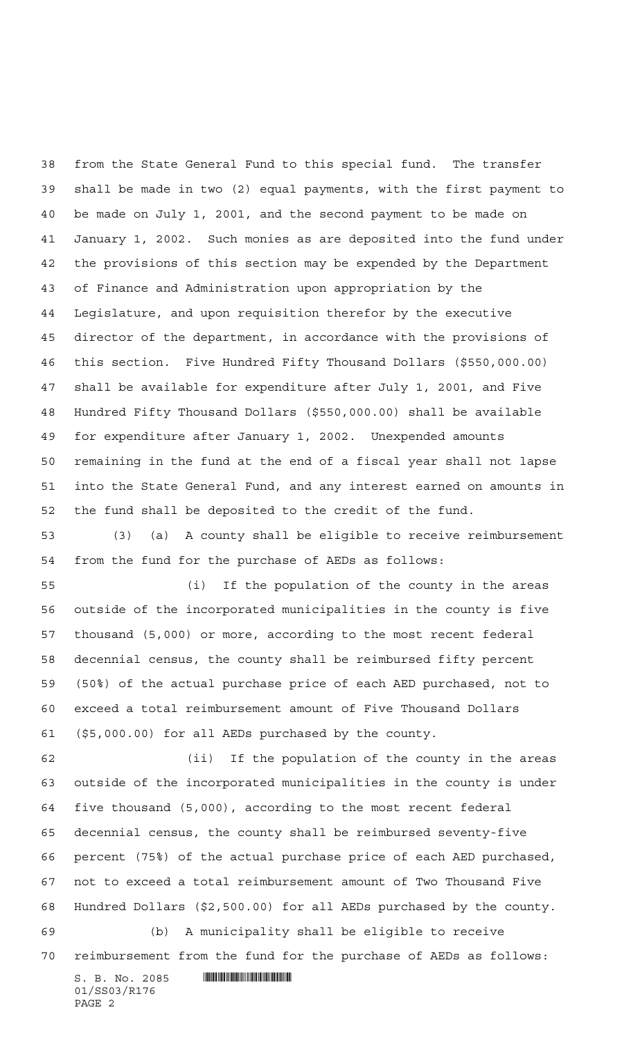from the State General Fund to this special fund. The transfer shall be made in two (2) equal payments, with the first payment to be made on July 1, 2001, and the second payment to be made on January 1, 2002. Such monies as are deposited into the fund under the provisions of this section may be expended by the Department of Finance and Administration upon appropriation by the Legislature, and upon requisition therefor by the executive director of the department, in accordance with the provisions of this section. Five Hundred Fifty Thousand Dollars ($550,000.00) shall be available for expenditure after July 1, 2001, and Five Hundred Fifty Thousand Dollars ($550,000.00) shall be available for expenditure after January 1, 2002. Unexpended amounts remaining in the fund at the end of a fiscal year shall not lapse into the State General Fund, and any interest earned on amounts in the fund shall be deposited to the credit of the fund.

(3) (a) A county shall be eligible to receive reimbursement from the fund for the purchase of AEDs as follows:

(i) If the population of the county in the areas outside of the incorporated municipalities in the county is five thousand (5,000) or more, according to the most recent federal decennial census, the county shall be reimbursed fifty percent (50%) of the actual purchase price of each AED purchased, not to exceed a total reimbursement amount of Five Thousand Dollars ($5,000.00) for all AEDs purchased by the county.

(ii) If the population of the county in the areas outside of the incorporated municipalities in the county is under five thousand (5,000), according to the most recent federal decennial census, the county shall be reimbursed seventy-five percent (75%) of the actual purchase price of each AED purchased, not to exceed a total reimbursement amount of Two Thousand Five Hundred Dollars ($2,500.00) for all AEDs purchased by the county.

(b) A municipality shall be eligible to receive reimbursement from the fund for the purchase of AEDs as follows: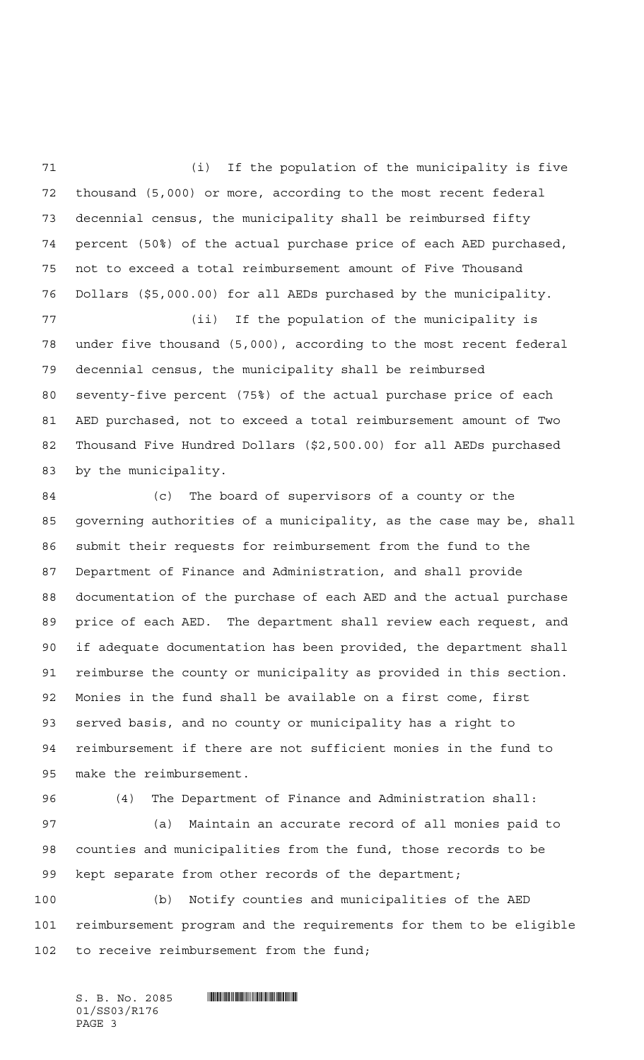(i) If the population of the municipality is five thousand (5,000) or more, according to the most recent federal decennial census, the municipality shall be reimbursed fifty percent (50%) of the actual purchase price of each AED purchased, not to exceed a total reimbursement amount of Five Thousand Dollars ($5,000.00) for all AEDs purchased by the municipality.

(ii) If the population of the municipality is under five thousand (5,000), according to the most recent federal decennial census, the municipality shall be reimbursed seventy-five percent (75%) of the actual purchase price of each AED purchased, not to exceed a total reimbursement amount of Two Thousand Five Hundred Dollars ($2,500.00) for all AEDs purchased by the municipality.

(c) The board of supervisors of a county or the governing authorities of a municipality, as the case may be, shall submit their requests for reimbursement from the fund to the Department of Finance and Administration, and shall provide documentation of the purchase of each AED and the actual purchase price of each AED. The department shall review each request, and if adequate documentation has been provided, the department shall reimburse the county or municipality as provided in this section. Monies in the fund shall be available on a first come, first served basis, and no county or municipality has a right to reimbursement if there are not sufficient monies in the fund to make the reimbursement.

(4) The Department of Finance and Administration shall:

(a) Maintain an accurate record of all monies paid to counties and municipalities from the fund, those records to be kept separate from other records of the department;

(b) Notify counties and municipalities of the AED reimbursement program and the requirements for them to be eligible to receive reimbursement from the fund;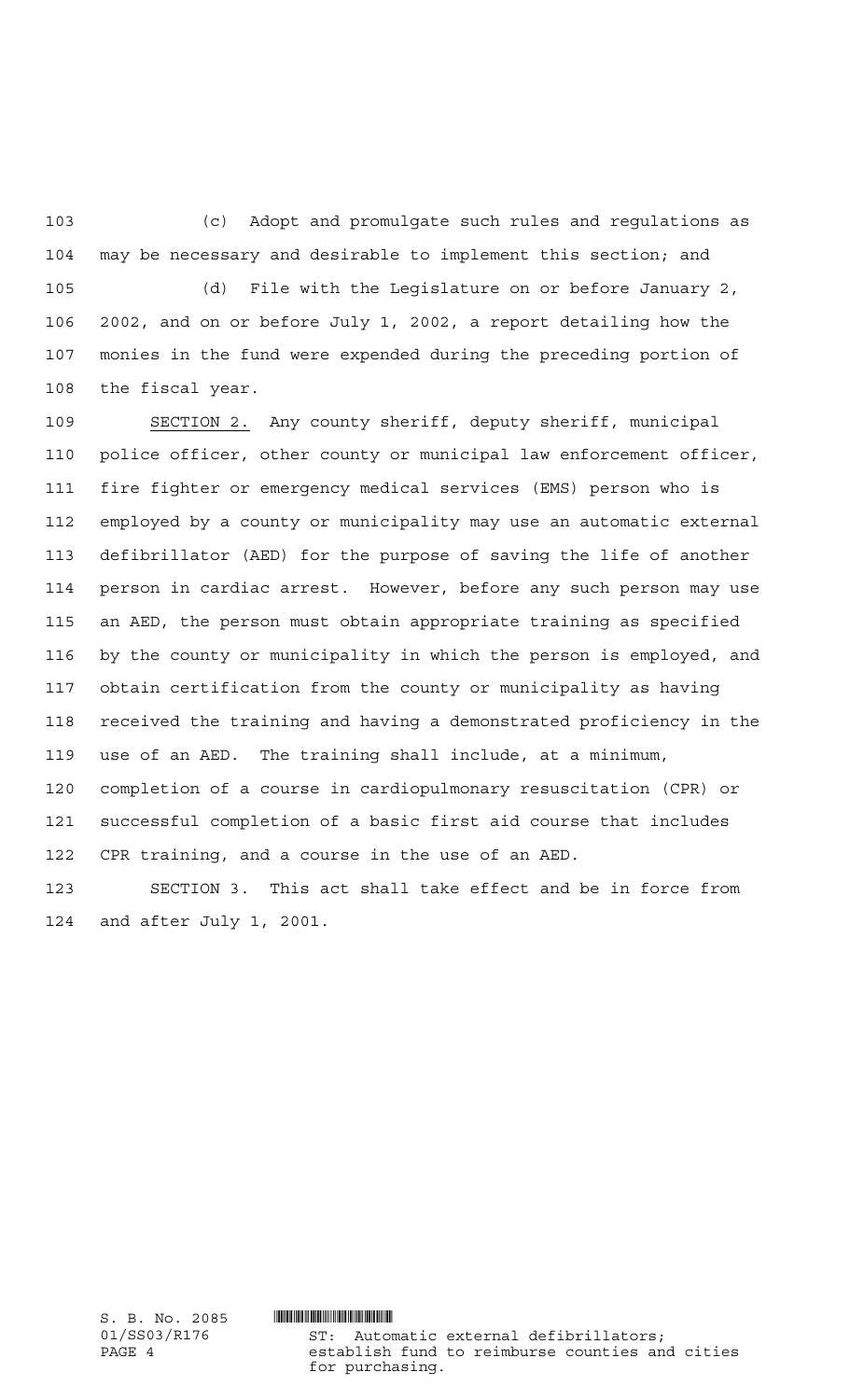(c) Adopt and promulgate such rules and regulations as may be necessary and desirable to implement this section; and

(d) File with the Legislature on or before January 2, 2002, and on or before July 1, 2002, a report detailing how the monies in the fund were expended during the preceding portion of the fiscal year.

SECTION 2. Any county sheriff, deputy sheriff, municipal police officer, other county or municipal law enforcement officer, fire fighter or emergency medical services (EMS) person who is employed by a county or municipality may use an automatic external defibrillator (AED) for the purpose of saving the life of another person in cardiac arrest. However, before any such person may use an AED, the person must obtain appropriate training as specified by the county or municipality in which the person is employed, and obtain certification from the county or municipality as having received the training and having a demonstrated proficiency in the use of an AED. The training shall include, at a minimum, completion of a course in cardiopulmonary resuscitation (CPR) or successful completion of a basic first aid course that includes CPR training, and a course in the use of an AED.

SECTION 3. This act shall take effect and be in force from and after July 1, 2001.

ST: Automatic external defibrillators; establish fund to reimburse counties and cities for purchasing.